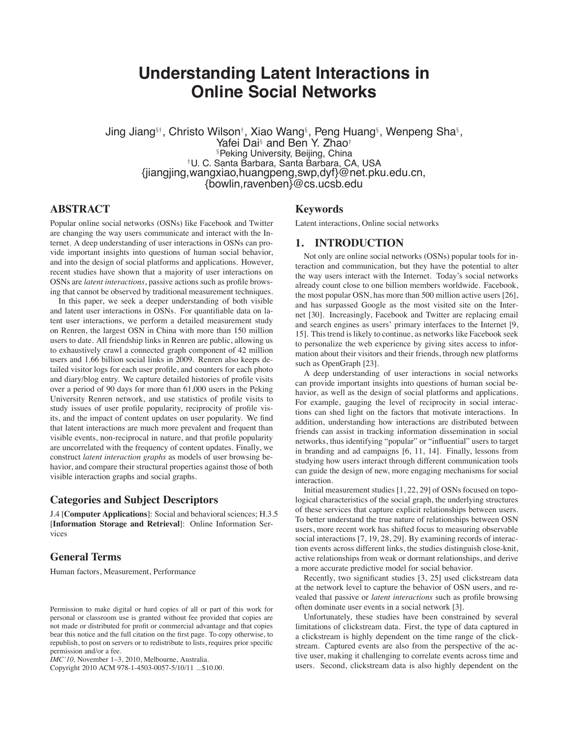# Understanding Latent Interactions in Online Social Networks

Jing Jiang[§†], Christo Wilson[†], Xiao Wang[§], Peng Huang[§], Wenpeng Sha[§], Yafei Dai[§] and Ben Y. Zhao[†]

[§]Peking University, Beijing, China
[†]U. C. Santa Barbara, Santa Barbara, CA, USA
{jiangjing,wangxiao,huangpeng,swp,dyf}@net.pku.edu.cn, {bowlin,ravenben}@cs.ucsb.edu

## ABSTRACT

Popular online social networks (OSNs) like Facebook and Twitter are changing the way users communicate and interact with the Internet. A deep understanding of user interactions in OSNs can provide important insights into questions of human social behavior, and into the design of social platforms and applications. However, recent studies have shown that a majority of user interactions on OSNs are *latent interactions*, passive actions such as profile browsing that cannot be observed by traditional measurement techniques.

In this paper, we seek a deeper understanding of both visible and latent user interactions in OSNs. For quantifiable data on latent user interactions, we perform a detailed measurement study on Renren, the largest OSN in China with more than 150 million users to date. All friendship links in Renren are public, allowing us to exhaustively crawl a connected graph component of 42 million users and 1.66 billion social links in 2009. Renren also keeps detailed visitor logs for each user profile, and counters for each photo and diary/blog entry. We capture detailed histories of profile visits over a period of 90 days for more than 61,000 users in the Peking University Renren network, and use statistics of profile visits to study issues of user profile popularity, reciprocity of profile visits, and the impact of content updates on user popularity. We find that latent interactions are much more prevalent and frequent than visible events, non-reciprocal in nature, and that profile popularity are uncorrelated with the frequency of content updates. Finally, we construct *latent interaction graphs* as models of user browsing behavior, and compare their structural properties against those of both visible interaction graphs and social graphs.

## Categories and Subject Descriptors

J.4 [**Computer Applications**]: Social and behavioral sciences; H.3.5 [**Information Storage and Retrieval**]: Online Information Services

## General Terms

Human factors, Measurement, Performance

Permission to make digital or hard copies of all or part of this work for personal or classroom use is granted without fee provided that copies are not made or distributed for profit or commercial advantage and that copies bear this notice and the full citation on the first page. To copy otherwise, to republish, to post on servers or to redistribute to lists, requires prior specific permission and/or a fee.
*IMC'10,* November 1–3, 2010, Melbourne, Australia.
Copyright 2010 ACM 978-1-4503-0057-5/10/11 ...$10.00.

## Keywords

Latent interactions, Online social networks

## 1. INTRODUCTION

Not only are online social networks (OSNs) popular tools for interaction and communication, but they have the potential to alter the way users interact with the Internet. Today's social networks already count close to one billion members worldwide. Facebook, the most popular OSN, has more than 500 million active users [26], and has surpassed Google as the most visited site on the Internet [30]. Increasingly, Facebook and Twitter are replacing email and search engines as users' primary interfaces to the Internet [9, 15]. This trend is likely to continue, as networks like Facebook seek to personalize the web experience by giving sites access to information about their visitors and their friends, through new platforms such as OpenGraph [23].

A deep understanding of user interactions in social networks can provide important insights into questions of human social behavior, as well as the design of social platforms and applications. For example, gauging the level of reciprocity in social interactions can shed light on the factors that motivate interactions. In addition, understanding how interactions are distributed between friends can assist in tracking information dissemination in social networks, thus identifying "popular" or "influential" users to target in branding and ad campaigns [6, 11, 14]. Finally, lessons from studying how users interact through different communication tools can guide the design of new, more engaging mechanisms for social interaction.

Initial measurement studies [1, 22, 29] of OSNs focused on topological characteristics of the social graph, the underlying structures of these services that capture explicit relationships between users. To better understand the true nature of relationships between OSN users, more recent work has shifted focus to measuring observable social interactions [7, 19, 28, 29]. By examining records of interaction events across different links, the studies distinguish close-knit, active relationships from weak or dormant relationships, and derive a more accurate predictive model for social behavior.

Recently, two significant studies [3, 25] used clickstream data at the network level to capture the behavior of OSN users, and revealed that passive or *latent interactions* such as profile browsing often dominate user events in a social network [3].

Unfortunately, these studies have been constrained by several limitations of clickstream data. First, the type of data captured in a clickstream is highly dependent on the time range of the clickstream. Captured events are also from the perspective of the active user, making it challenging to correlate events across time and users. Second, clickstream data is also highly dependent on the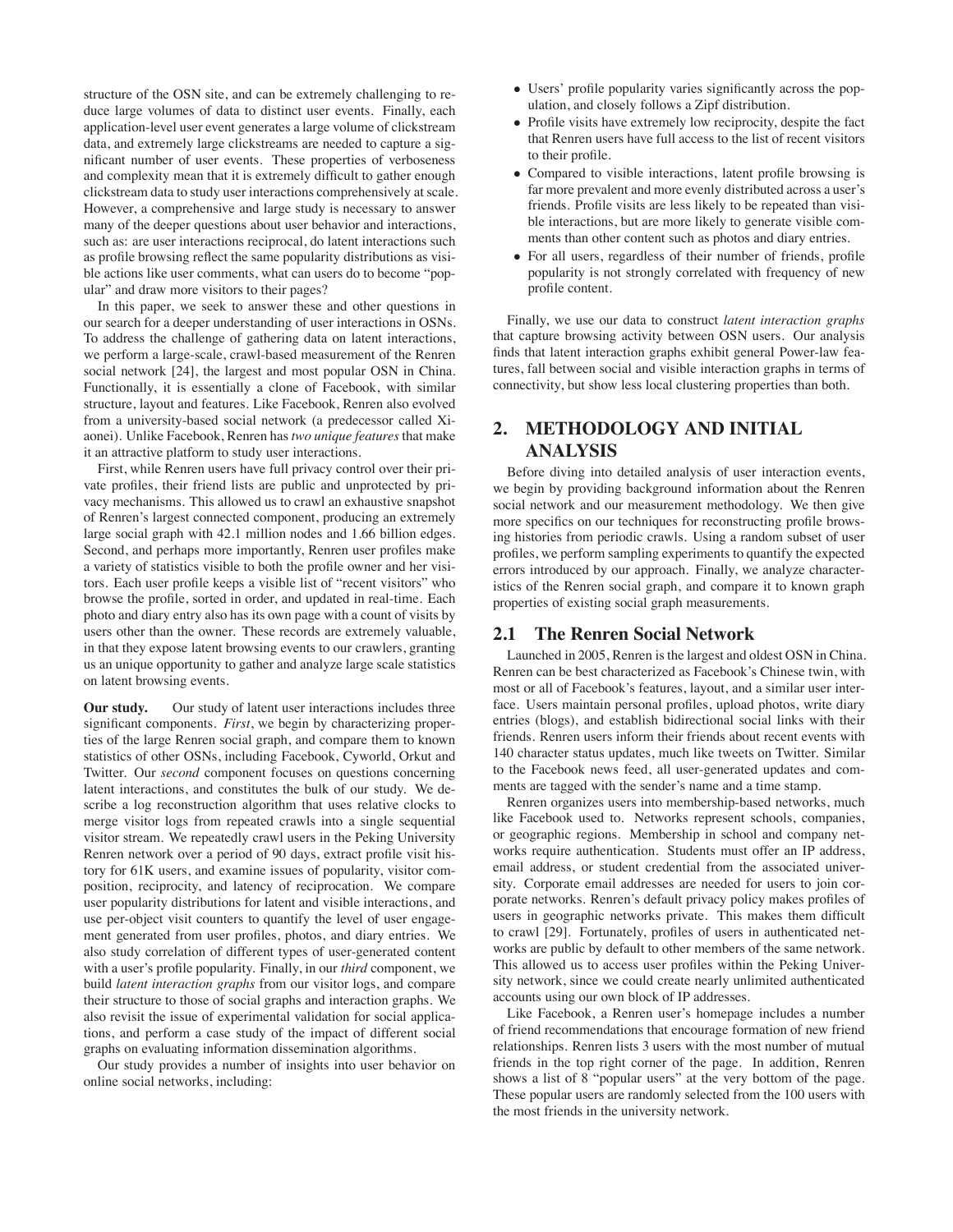structure of the OSN site, and can be extremely challenging to reduce large volumes of data to distinct user events. Finally, each application-level user event generates a large volume of clickstream data, and extremely large clickstreams are needed to capture a significant number of user events. These properties of verboseness and complexity mean that it is extremely difficult to gather enough clickstream data to study user interactions comprehensively at scale. However, a comprehensive and large study is necessary to answer many of the deeper questions about user behavior and interactions, such as: are user interactions reciprocal, do latent interactions such as profile browsing reflect the same popularity distributions as visible actions like user comments, what can users do to become "popular" and draw more visitors to their pages?

In this paper, we seek to answer these and other questions in our search for a deeper understanding of user interactions in OSNs. To address the challenge of gathering data on latent interactions, we perform a large-scale, crawl-based measurement of the Renren social network [24], the largest and most popular OSN in China. Functionally, it is essentially a clone of Facebook, with similar structure, layout and features. Like Facebook, Renren also evolved from a university-based social network (a predecessor called Xiaonei). Unlike Facebook, Renren has *two unique features* that make it an attractive platform to study user interactions.

First, while Renren users have full privacy control over their private profiles, their friend lists are public and unprotected by privacy mechanisms. This allowed us to crawl an exhaustive snapshot of Renren's largest connected component, producing an extremely large social graph with 42.1 million nodes and 1.66 billion edges. Second, and perhaps more importantly, Renren user profiles make a variety of statistics visible to both the profile owner and her visitors. Each user profile keeps a visible list of "recent visitors" who browse the profile, sorted in order, and updated in real-time. Each photo and diary entry also has its own page with a count of visits by users other than the owner. These records are extremely valuable, in that they expose latent browsing events to our crawlers, granting us an unique opportunity to gather and analyze large scale statistics on latent browsing events.

**Our study.** Our study of latent user interactions includes three significant components. *First*, we begin by characterizing properties of the large Renren social graph, and compare them to known statistics of other OSNs, including Facebook, Cyworld, Orkut and Twitter. Our *second* component focuses on questions concerning latent interactions, and constitutes the bulk of our study. We describe a log reconstruction algorithm that uses relative clocks to merge visitor logs from repeated crawls into a single sequential visitor stream. We repeatedly crawl users in the Peking University Renren network over a period of 90 days, extract profile visit history for 61K users, and examine issues of popularity, visitor composition, reciprocity, and latency of reciprocation. We compare user popularity distributions for latent and visible interactions, and use per-object visit counters to quantify the level of user engagement generated from user profiles, photos, and diary entries. We also study correlation of different types of user-generated content with a user's profile popularity. Finally, in our *third* component, we build *latent interaction graphs* from our visitor logs, and compare their structure to those of social graphs and interaction graphs. We also revisit the issue of experimental validation for social applications, and perform a case study of the impact of different social graphs on evaluating information dissemination algorithms.

Our study provides a number of insights into user behavior on online social networks, including:

- Users' profile popularity varies significantly across the population, and closely follows a Zipf distribution.
- Profile visits have extremely low reciprocity, despite the fact that Renren users have full access to the list of recent visitors to their profile.
- Compared to visible interactions, latent profile browsing is far more prevalent and more evenly distributed across a user's friends. Profile visits are less likely to be repeated than visible interactions, but are more likely to generate visible comments than other content such as photos and diary entries.
- For all users, regardless of their number of friends, profile popularity is not strongly correlated with frequency of new profile content.

Finally, we use our data to construct *latent interaction graphs* that capture browsing activity between OSN users. Our analysis finds that latent interaction graphs exhibit general Power-law features, fall between social and visible interaction graphs in terms of connectivity, but show less local clustering properties than both.

## 2. METHODOLOGY AND INITIAL ANALYSIS

Before diving into detailed analysis of user interaction events, we begin by providing background information about the Renren social network and our measurement methodology. We then give more specifics on our techniques for reconstructing profile browsing histories from periodic crawls. Using a random subset of user profiles, we perform sampling experiments to quantify the expected errors introduced by our approach. Finally, we analyze characteristics of the Renren social graph, and compare it to known graph properties of existing social graph measurements.

### 2.1 The Renren Social Network

Launched in 2005, Renren is the largest and oldest OSN in China. Renren can be best characterized as Facebook's Chinese twin, with most or all of Facebook's features, layout, and a similar user interface. Users maintain personal profiles, upload photos, write diary entries (blogs), and establish bidirectional social links with their friends. Renren users inform their friends about recent events with 140 character status updates, much like tweets on Twitter. Similar to the Facebook news feed, all user-generated updates and comments are tagged with the sender's name and a time stamp.

Renren organizes users into membership-based networks, much like Facebook used to. Networks represent schools, companies, or geographic regions. Membership in school and company networks require authentication. Students must offer an IP address, email address, or student credential from the associated university. Corporate email addresses are needed for users to join corporate networks. Renren's default privacy policy makes profiles of users in geographic networks private. This makes them difficult to crawl [29]. Fortunately, profiles of users in authenticated networks are public by default to other members of the same network. This allowed us to access user profiles within the Peking University network, since we could create nearly unlimited authenticated accounts using our own block of IP addresses.

Like Facebook, a Renren user's homepage includes a number of friend recommendations that encourage formation of new friend relationships. Renren lists 3 users with the most number of mutual friends in the top right corner of the page. In addition, Renren shows a list of 8 "popular users" at the very bottom of the page. These popular users are randomly selected from the 100 users with the most friends in the university network.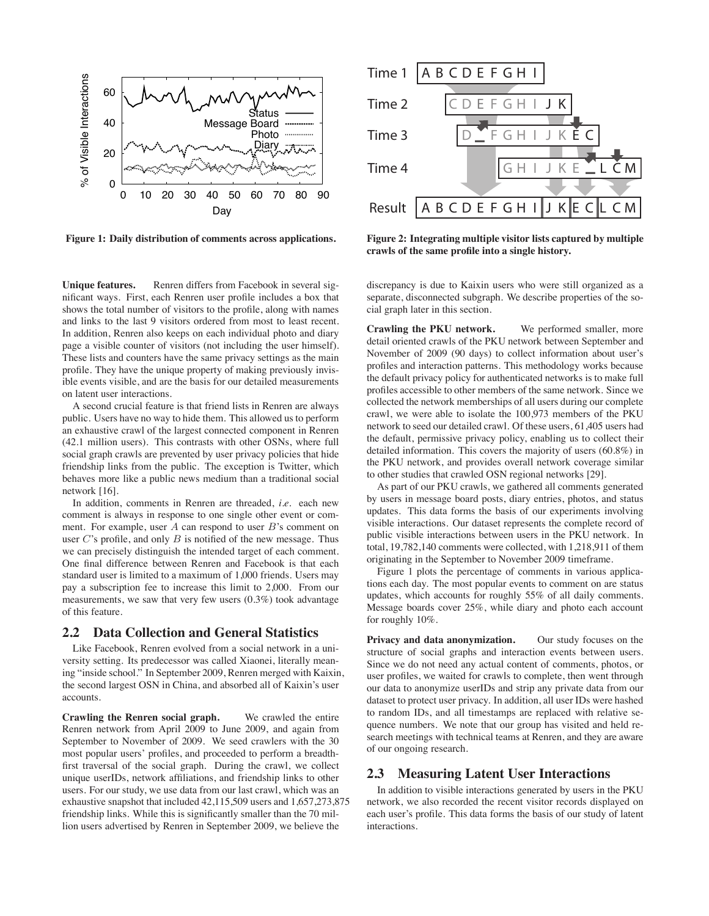Figure 1: Daily distribution of comments across applications.

Figure 2: Integrating multiple visitor lists captured by multiple crawls of the same profile into a single history.

**Unique features.** Renren differs from Facebook in several significant ways. First, each Renren user profile includes a box that shows the total number of visitors to the profile, along with names and links to the last 9 visitors ordered from most to least recent. In addition, Renren also keeps on each individual photo and diary page a visible counter of visitors (not including the user himself). These lists and counters have the same privacy settings as the main profile. They have the unique property of making previously invisible events visible, and are the basis for our detailed measurements on latent user interactions.

A second crucial feature is that friend lists in Renren are always public. Users have no way to hide them. This allowed us to perform an exhaustive crawl of the largest connected component in Renren (42.1 million users). This contrasts with other OSNs, where full social graph crawls are prevented by user privacy policies that hide friendship links from the public. The exception is Twitter, which behaves more like a public news medium than a traditional social network [16].

In addition, comments in Renren are threaded, *i.e.* each new comment is always in response to one single other event or comment. For example, user $A$ can respond to user $B$'s comment on user $C$'s profile, and only $B$ is notified of the new message. Thus we can precisely distinguish the intended target of each comment. One final difference between Renren and Facebook is that each standard user is limited to a maximum of 1,000 friends. Users may pay a subscription fee to increase this limit to 2,000. From our measurements, we saw that very few users (0.3%) took advantage of this feature.

## 2.2 Data Collection and General Statistics

Like Facebook, Renren evolved from a social network in a university setting. Its predecessor was called Xiaonei, literally meaning "inside school." In September 2009, Renren merged with Kaixin, the second largest OSN in China, and absorbed all of Kaixin's user accounts.

**Crawling the Renren social graph.** We crawled the entire Renren network from April 2009 to June 2009, and again from September to November of 2009. We seed crawlers with the 30 most popular users' profiles, and proceeded to perform a breadth-first traversal of the social graph. During the crawl, we collect unique userIDs, network affiliations, and friendship links to other users. For our study, we use data from our last crawl, which was an exhaustive snapshot that included 42,115,509 users and 1,657,273,875 friendship links. While this is significantly smaller than the 70 million users advertised by Renren in September 2009, we believe the discrepancy is due to Kaixin users who were still organized as a separate, disconnected subgraph. We describe properties of the social graph later in this section.

**Crawling the PKU network.** We performed smaller, more detail oriented crawls of the PKU network between September and November of 2009 (90 days) to collect information about user's profiles and interaction patterns. This methodology works because the default privacy policy for authenticated networks is to make full profiles accessible to other members of the same network. Since we collected the network memberships of all users during our complete crawl, we were able to isolate the 100,973 members of the PKU network to seed our detailed crawl. Of these users, 61,405 users had the default, permissive privacy policy, enabling us to collect their detailed information. This covers the majority of users (60.8%) in the PKU network, and provides overall network coverage similar to other studies that crawled OSN regional networks [29].

As part of our PKU crawls, we gathered all comments generated by users in message board posts, diary entries, photos, and status updates. This data forms the basis of our experiments involving visible interactions. Our dataset represents the complete record of public visible interactions between users in the PKU network. In total, 19,782,140 comments were collected, with 1,218,911 of them originating in the September to November 2009 timeframe.

Figure 1 plots the percentage of comments in various applications each day. The most popular events to comment on are status updates, which accounts for roughly 55% of all daily comments. Message boards cover 25%, while diary and photo each account for roughly 10%.

**Privacy and data anonymization.** Our study focuses on the structure of social graphs and interaction events between users. Since we do not need any actual content of comments, photos, or user profiles, we waited for crawls to complete, then went through our data to anonymize userIDs and strip any private data from our dataset to protect user privacy. In addition, all user IDs were hashed to random IDs, and all timestamps are replaced with relative sequence numbers. We note that our group has visited and held research meetings with technical teams at Renren, and they are aware of our ongoing research.

## 2.3 Measuring Latent User Interactions

In addition to visible interactions generated by users in the PKU network, we also recorded the recent visitor records displayed on each user's profile. This data forms the basis of our study of latent interactions.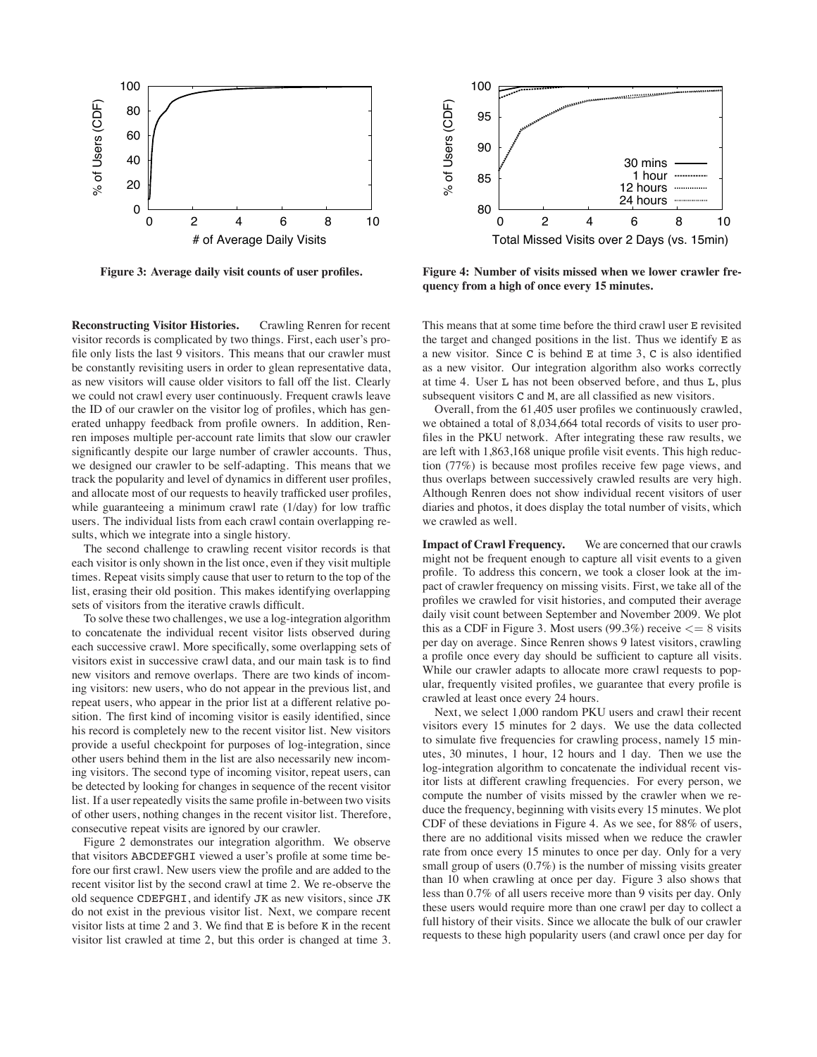Figure 3: Average daily visit counts of user profiles.

Figure 4: Number of visits missed when we lower crawler frequency from a high of once every 15 minutes.

**Reconstructing Visitor Histories.** Crawling Renren for recent visitor records is complicated by two things. First, each user's profile only lists the last 9 visitors. This means that our crawler must be constantly revisiting users in order to glean representative data, as new visitors will cause older visitors to fall off the list. Clearly we could not crawl every user continuously. Frequent crawls leave the ID of our crawler on the visitor log of profiles, which has generated unhappy feedback from profile owners. In addition, Renren imposes multiple per-account rate limits that slow our crawler significantly despite our large number of crawler accounts. Thus, we designed our crawler to be self-adapting. This means that we track the popularity and level of dynamics in different user profiles, and allocate most of our requests to heavily trafficked user profiles, while guaranteeing a minimum crawl rate (1/day) for low traffic users. The individual lists from each crawl contain overlapping results, which we integrate into a single history.

The second challenge to crawling recent visitor records is that each visitor is only shown in the list once, even if they visit multiple times. Repeat visits simply cause that user to return to the top of the list, erasing their old position. This makes identifying overlapping sets of visitors from the iterative crawls difficult.

To solve these two challenges, we use a log-integration algorithm to concatenate the individual recent visitor lists observed during each successive crawl. More specifically, some overlapping sets of visitors exist in successive crawl data, and our main task is to find new visitors and remove overlaps. There are two kinds of incoming visitors: new users, who do not appear in the previous list, and repeat users, who appear in the prior list at a different relative position. The first kind of incoming visitor is easily identified, since his record is completely new to the recent visitor list. New visitors provide a useful checkpoint for purposes of log-integration, since other users behind them in the list are also necessarily new incoming visitors. The second type of incoming visitor, repeat users, can be detected by looking for changes in sequence of the recent visitor list. If a user repeatedly visits the same profile in-between two visits of other users, nothing changes in the recent visitor list. Therefore, consecutive repeat visits are ignored by our crawler.

Figure 2 demonstrates our integration algorithm. We observe that visitors `ABCDEFGHI` viewed a user's profile at some time before our first crawl. New users view the profile and are added to the recent visitor list by the second crawl at time 2. We re-observe the old sequence `CDEFGHI`, and identify `JK` as new visitors, since `JK` do not exist in the previous visitor list. Next, we compare recent visitor lists at time 2 and 3. We find that `E` is before `K` in the recent visitor list crawled at time 2, but this order is changed at time 3. This means that at some time before the third crawl user `E` revisited the target and changed positions in the list. Thus we identify `E` as a new visitor. Since `C` is behind `E` at time 3, `C` is also identified as a new visitor. Our integration algorithm also works correctly at time 4. User `L` has not been observed before, and thus `L`, plus subsequent visitors `C` and `M`, are all classified as new visitors.

Overall, from the 61,405 user profiles we continuously crawled, we obtained a total of 8,034,664 total records of visits to user profiles in the PKU network. After integrating these raw results, we are left with 1,863,168 unique profile visit events. This high reduction (77%) is because most profiles receive few page views, and thus overlaps between successively crawled results are very high. Although Renren does not show individual recent visitors of user diaries and photos, it does display the total number of visits, which we crawled as well.

**Impact of Crawl Frequency.** We are concerned that our crawls might not be frequent enough to capture all visit events to a given profile. To address this concern, we took a closer look at the impact of crawler frequency on missing visits. First, we take all of the profiles we crawled for visit histories, and computed their average daily visit count between September and November 2009. We plot this as a CDF in Figure 3. Most users (99.3%) receive $<= 8$ visits per day on average. Since Renren shows 9 latest visitors, crawling a profile once every day should be sufficient to capture all visits. While our crawler adapts to allocate more crawl requests to popular, frequently visited profiles, we guarantee that every profile is crawled at least once every 24 hours.

Next, we select 1,000 random PKU users and crawl their recent visitors every 15 minutes for 2 days. We use the data collected to simulate five frequencies for crawling process, namely 15 minutes, 30 minutes, 1 hour, 12 hours and 1 day. Then we use the log-integration algorithm to concatenate the individual recent visitor lists at different crawling frequencies. For every person, we compute the number of visits missed by the crawler when we reduce the frequency, beginning with visits every 15 minutes. We plot CDF of these deviations in Figure 4. As we see, for 88% of users, there are no additional visits missed when we reduce the crawler rate from once every 15 minutes to once per day. Only for a very small group of users (0.7%) is the number of missing visits greater than 10 when crawling at once per day. Figure 3 also shows that less than 0.7% of all users receive more than 9 visits per day. Only these users would require more than one crawl per day to collect a full history of their visits. Since we allocate the bulk of our crawler requests to these high popularity users (and crawl once per day for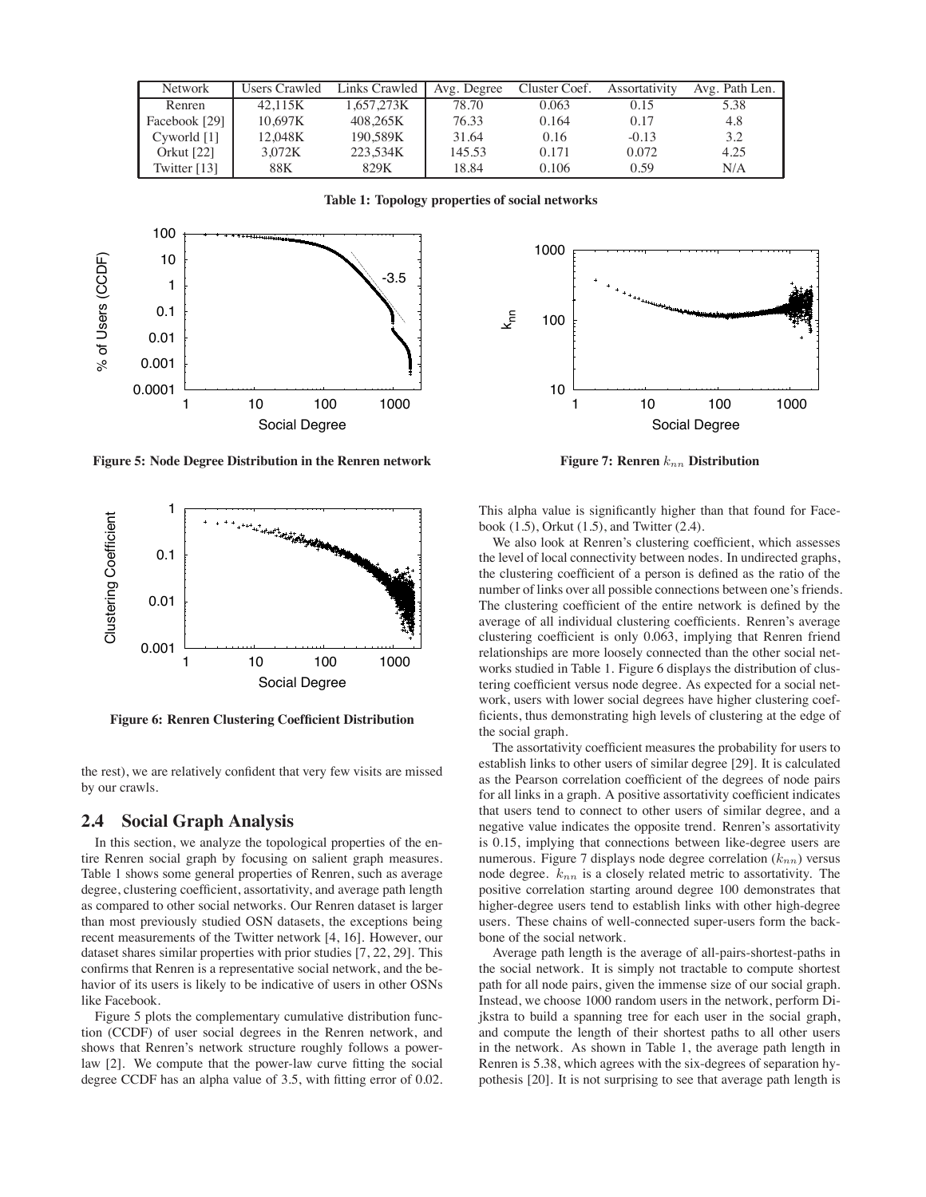| Network | Users Crawled | Links Crawled | Avg. Degree | Cluster Coef. | Assortativity | Avg. Path Len. |
|---|---|---|---|---|---|---|
| Renren | 42,115K | 1,657,273K | 78.70 | 0.063 | 0.15 | 5.38 |
| Facebook [29] | 10,697K | 408,265K | 76.33 | 0.164 | 0.17 | 4.8 |
| Cyworld [1] | 12,048K | 190,589K | 31.64 | 0.16 | -0.13 | 3.2 |
| Orkut [22] | 3,072K | 223,534K | 145.53 | 0.171 | 0.072 | 4.25 |
| Twitter [13] | 88K | 829K | 18.84 | 0.106 | 0.59 | N/A |

**Table 1: Topology properties of social networks**

**Figure 5: Node Degree Distribution in the Renren network**

**Figure 7: Renren $k_{nn}$ Distribution**

**Figure 6: Renren Clustering Coefficient Distribution**

the rest), we are relatively confident that very few visits are missed by our crawls.

## 2.4 Social Graph Analysis

In this section, we analyze the topological properties of the entire Renren social graph by focusing on salient graph measures. Table 1 shows some general properties of Renren, such as average degree, clustering coefficient, assortativity, and average path length as compared to other social networks. Our Renren dataset is larger than most previously studied OSN datasets, the exceptions being recent measurements of the Twitter network [4, 16]. However, our dataset shares similar properties with prior studies [7, 22, 29]. This confirms that Renren is a representative social network, and the behavior of its users is likely to be indicative of users in other OSNs like Facebook.

Figure 5 plots the complementary cumulative distribution function (CCDF) of user social degrees in the Renren network, and shows that Renren's network structure roughly follows a power-law [2]. We compute that the power-law curve fitting the social degree CCDF has an alpha value of 3.5, with fitting error of 0.02. This alpha value is significantly higher than that found for Facebook (1.5), Orkut (1.5), and Twitter (2.4).

We also look at Renren's clustering coefficient, which assesses the level of local connectivity between nodes. In undirected graphs, the clustering coefficient of a person is defined as the ratio of the number of links over all possible connections between one's friends. The clustering coefficient of the entire network is defined by the average of all individual clustering coefficients. Renren's average clustering coefficient is only 0.063, implying that Renren friend relationships are more loosely connected than the other social networks studied in Table 1. Figure 6 displays the distribution of clustering coefficient versus node degree. As expected for a social network, users with lower social degrees have higher clustering coefficients, thus demonstrating high levels of clustering at the edge of the social graph.

The assortativity coefficient measures the probability for users to establish links to other users of similar degree [29]. It is calculated as the Pearson correlation coefficient of the degrees of node pairs for all links in a graph. A positive assortativity coefficient indicates that users tend to connect to other users of similar degree, and a negative value indicates the opposite trend. Renren's assortativity is 0.15, implying that connections between like-degree users are numerous. Figure 7 displays node degree correlation ($k_{nn}$) versus node degree. $k_{nn}$ is a closely related metric to assortativity. The positive correlation starting around degree 100 demonstrates that higher-degree users tend to establish links with other high-degree users. These chains of well-connected super-users form the backbone of the social network.

Average path length is the average of all-pairs-shortest-paths in the social network. It is simply not tractable to compute shortest path for all node pairs, given the immense size of our social graph. Instead, we choose 1000 random users in the network, perform Dijkstra to build a spanning tree for each user in the social graph, and compute the length of their shortest paths to all other users in the network. As shown in Table 1, the average path length in Renren is 5.38, which agrees with the six-degrees of separation hypothesis [20]. It is not surprising to see that average path length is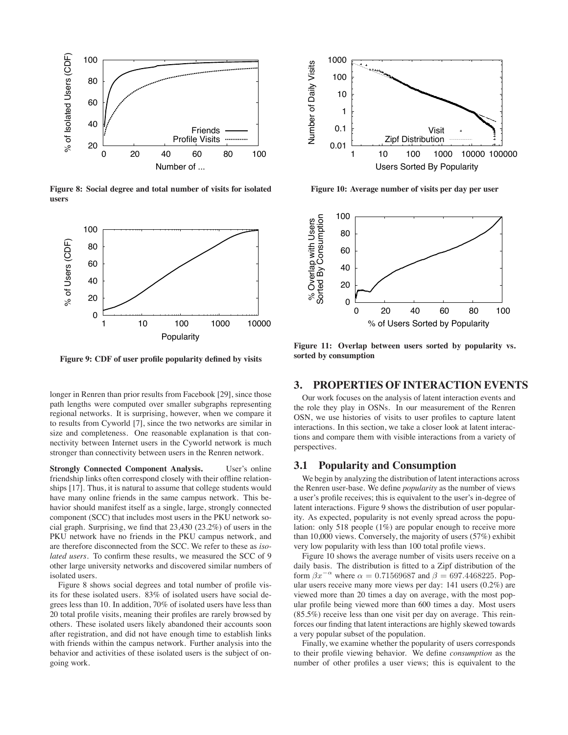Figure 8: Social degree and total number of visits for isolated users

Figure 9: CDF of user profile popularity defined by visits

longer in Renren than prior results from Facebook [29], since those path lengths were computed over smaller subgraphs representing regional networks. It is surprising, however, when we compare it to results from Cyworld [7], since the two networks are similar in size and completeness. One reasonable explanation is that connectivity between Internet users in the Cyworld network is much stronger than connectivity between users in the Renren network.

**Strongly Connected Component Analysis.** User's online friendship links often correspond closely with their offline relationships [17]. Thus, it is natural to assume that college students would have many online friends in the same campus network. This behavior should manifest itself as a single, large, strongly connected component (SCC) that includes most users in the PKU network social graph. Surprising, we find that 23,430 (23.2%) of users in the PKU network have no friends in the PKU campus network, and are therefore disconnected from the SCC. We refer to these as *isolated users*. To confirm these results, we measured the SCC of 9 other large university networks and discovered similar numbers of isolated users.

Figure 8 shows social degrees and total number of profile visits for these isolated users. 83% of isolated users have social degrees less than 10. In addition, 70% of isolated users have less than 20 total profile visits, meaning their profiles are rarely browsed by others. These isolated users likely abandoned their accounts soon after registration, and did not have enough time to establish links with friends within the campus network. Further analysis into the behavior and activities of these isolated users is the subject of ongoing work.

Figure 10: Average number of visits per day per user

Figure 11: Overlap between users sorted by popularity vs. sorted by consumption

## 3. PROPERTIES OF INTERACTION EVENTS

Our work focuses on the analysis of latent interaction events and the role they play in OSNs. In our measurement of the Renren OSN, we use histories of visits to user profiles to capture latent interactions. In this section, we take a closer look at latent interactions and compare them with visible interactions from a variety of perspectives.

### 3.1 Popularity and Consumption

We begin by analyzing the distribution of latent interactions across the Renren user-base. We define *popularity* as the number of views a user's profile receives; this is equivalent to the user's in-degree of latent interactions. Figure 9 shows the distribution of user popularity. As expected, popularity is not evenly spread across the population: only 518 people (1%) are popular enough to receive more than 10,000 views. Conversely, the majority of users (57%) exhibit very low popularity with less than 100 total profile views.

Figure 10 shows the average number of visits users receive on a daily basis. The distribution is fitted to a Zipf distribution of the form $\beta x^{-\alpha}$ where $\alpha = 0.71569687$ and $\beta = 697.4468225$. Popular users receive many more views per day: 141 users (0.2%) are viewed more than 20 times a day on average, with the most popular profile being viewed more than 600 times a day. Most users (85.5%) receive less than one visit per day on average. This reinforces our finding that latent interactions are highly skewed towards a very popular subset of the population.

Finally, we examine whether the popularity of users corresponds to their profile viewing behavior. We define *consumption* as the number of other profiles a user views; this is equivalent to the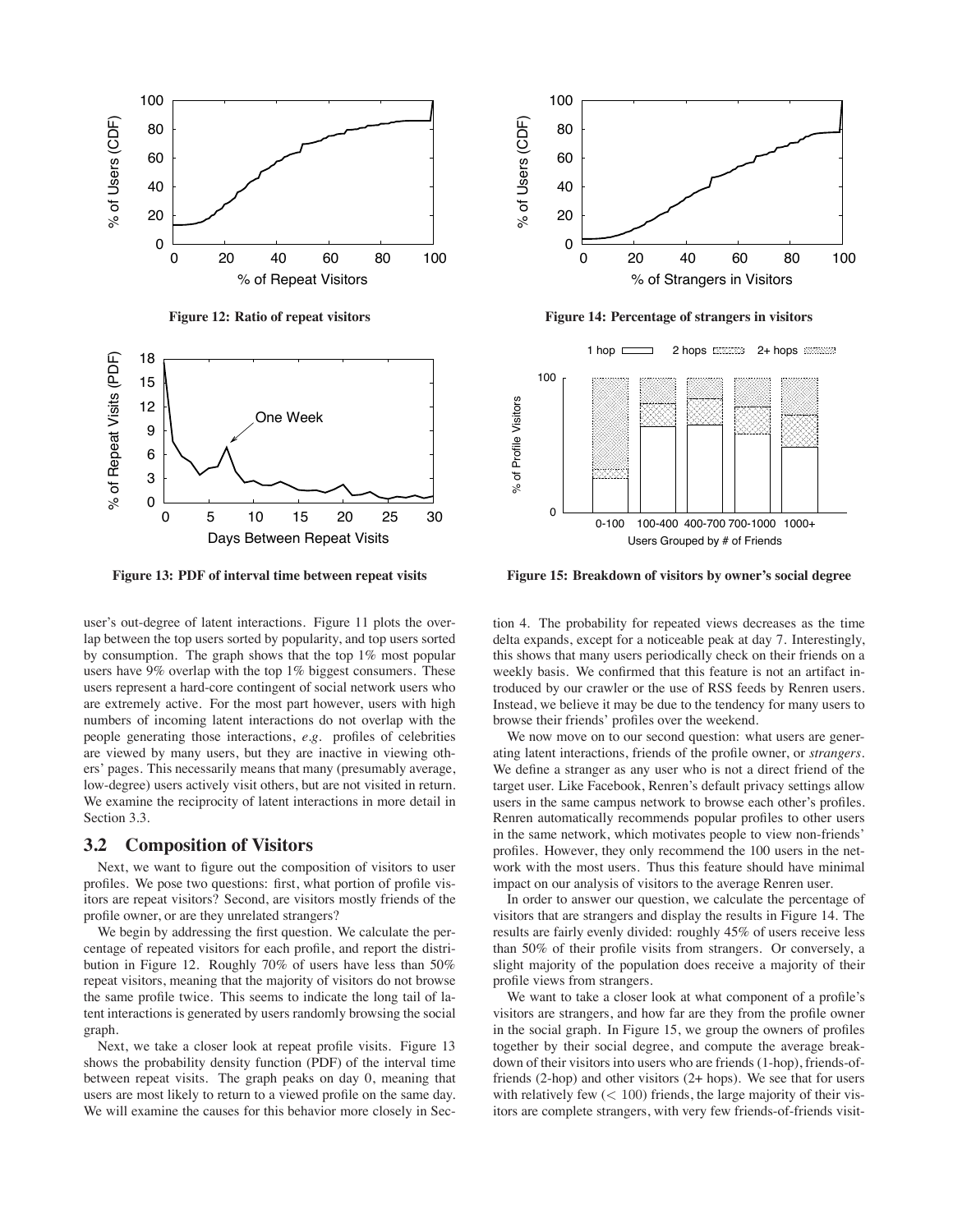Figure 12: Ratio of repeat visitors

Figure 13: PDF of interval time between repeat visits

Figure 14: Percentage of strangers in visitors

Figure 15: Breakdown of visitors by owner's social degree

user's out-degree of latent interactions. Figure 11 plots the overlap between the top users sorted by popularity, and top users sorted by consumption. The graph shows that the top 1% most popular users have 9% overlap with the top 1% biggest consumers. These users represent a hard-core contingent of social network users who are extremely active. For the most part however, users with high numbers of incoming latent interactions do not overlap with the people generating those interactions, *e.g.* profiles of celebrities are viewed by many users, but they are inactive in viewing others' pages. This necessarily means that many (presumably average, low-degree) users actively visit others, but are not visited in return. We examine the reciprocity of latent interactions in more detail in Section 3.3.

## 3.2 Composition of Visitors

Next, we want to figure out the composition of visitors to user profiles. We pose two questions: first, what portion of profile visitors are repeat visitors? Second, are visitors mostly friends of the profile owner, or are they unrelated strangers?

We begin by addressing the first question. We calculate the percentage of repeated visitors for each profile, and report the distribution in Figure 12. Roughly 70% of users have less than 50% repeat visitors, meaning that the majority of visitors do not browse the same profile twice. This seems to indicate the long tail of latent interactions is generated by users randomly browsing the social graph.

Next, we take a closer look at repeat profile visits. Figure 13 shows the probability density function (PDF) of the interval time between repeat visits. The graph peaks on day 0, meaning that users are most likely to return to a viewed profile on the same day. We will examine the causes for this behavior more closely in Section 4. The probability for repeated views decreases as the time delta expands, except for a noticeable peak at day 7. Interestingly, this shows that many users periodically check on their friends on a weekly basis. We confirmed that this feature is not an artifact introduced by our crawler or the use of RSS feeds by Renren users. Instead, we believe it may be due to the tendency for many users to browse their friends' profiles over the weekend.

We now move on to our second question: what users are generating latent interactions, friends of the profile owner, or *strangers*. We define a stranger as any user who is not a direct friend of the target user. Like Facebook, Renren's default privacy settings allow users in the same campus network to browse each other's profiles. Renren automatically recommends popular profiles to other users in the same network, which motivates people to view non-friends' profiles. However, they only recommend the 100 users in the network with the most users. Thus this feature should have minimal impact on our analysis of visitors to the average Renren user.

In order to answer our question, we calculate the percentage of visitors that are strangers and display the results in Figure 14. The results are fairly evenly divided: roughly 45% of users receive less than 50% of their profile visits from strangers. Or conversely, a slight majority of the population does receive a majority of their profile views from strangers.

We want to take a closer look at what component of a profile's visitors are strangers, and how far are they from the profile owner in the social graph. In Figure 15, we group the owners of profiles together by their social degree, and compute the average breakdown of their visitors into users who are friends (1-hop), friends-of-friends (2-hop) and other visitors (2+ hops). We see that for users with relatively few ($< 100$) friends, the large majority of their visitors are complete strangers, with very few friends-of-friends visit-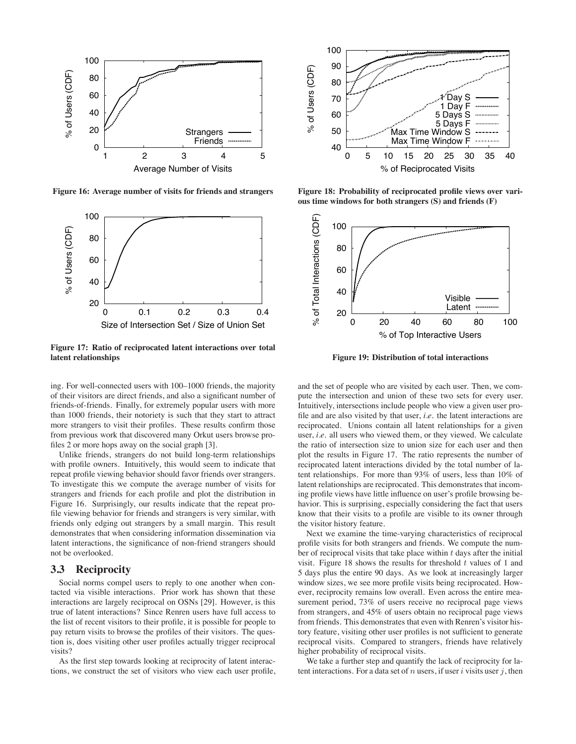% of Users (CDF)

100
80
60
40
20
0

1 2 3 4 5

Average Number of Visits

Strangers
Friends

**Figure 16: Average number of visits for friends and strangers**

% of Users (CDF)

100
80
60
40
20

0 0.1 0.2 0.3 0.4

Size of Intersection Set / Size of Union Set

**Figure 17: Ratio of reciprocated latent interactions over total latent relationships**

ing. For well-connected users with 100–1000 friends, the majority of their visitors are direct friends, and also a significant number of friends-of-friends. Finally, for extremely popular users with more than 1000 friends, their notoriety is such that they start to attract more strangers to visit their profiles. These results confirm those from previous work that discovered many Orkut users browse profiles 2 or more hops away on the social graph [3].

Unlike friends, strangers do not build long-term relationships with profile owners. Intuitively, this would seem to indicate that repeat profile viewing behavior should favor friends over strangers. To investigate this we compute the average number of visits for strangers and friends for each profile and plot the distribution in Figure 16. Surprisingly, our results indicate that the repeat profile viewing behavior for friends and strangers is very similar, with friends only edging out strangers by a small margin. This result demonstrates that when considering information dissemination via latent interactions, the significance of non-friend strangers should not be overlooked.

### 3.3 Reciprocity

Social norms compel users to reply to one another when contacted via visible interactions. Prior work has shown that these interactions are largely reciprocal on OSNs [29]. However, is this true of latent interactions? Since Renren users have full access to the list of recent visitors to their profile, it is possible for people to pay return visits to browse the profiles of their visitors. The question is, does visiting other user profiles actually trigger reciprocal visits?

As the first step towards looking at reciprocity of latent interactions, we construct the set of visitors who view each user profile,

% of Users (CDF)

100
90
80
70
60
50
40

0 5 10 15 20 25 30 35 40

% of Reciprocated Visits

1 Day S
1 Day F
5 Days S
5 Days F
Max Time Window S
Max Time Window F

**Figure 18: Probability of reciprocated profile views over various time windows for both strangers (S) and friends (F)**

% of Total Interactions (CDF)

100
80
60
40
20

0 20 40 60 80 100

% of Top Interactive Users

Visible
Latent

**Figure 19: Distribution of total interactions**

and the set of people who are visited by each user. Then, we compute the intersection and union of these two sets for every user. Intuitively, intersections include people who view a given user profile and are also visited by that user, *i.e.* the latent interactions are reciprocated. Unions contain all latent relationships for a given user, *i.e.* all users who viewed them, or they viewed. We calculate the ratio of intersection size to union size for each user and then plot the results in Figure 17. The ratio represents the number of reciprocated latent interactions divided by the total number of latent relationships. For more than 93% of users, less than 10% of latent relationships are reciprocated. This demonstrates that incoming profile views have little influence on user's profile browsing behavior. This is surprising, especially considering the fact that users know that their visits to a profile are visible to its owner through the visitor history feature.

Next we examine the time-varying characteristics of reciprocal profile visits for both strangers and friends. We compute the number of reciprocal visits that take place within $t$ days after the initial visit. Figure 18 shows the results for threshold $t$ values of 1 and 5 days plus the entire 90 days. As we look at increasingly larger window sizes, we see more profile visits being reciprocated. However, reciprocity remains low overall. Even across the entire measurement period, 73% of users receive no reciprocal page views from strangers, and 45% of users obtain no reciprocal page views from friends. This demonstrates that even with Renren's visitor history feature, visiting other user profiles is not sufficient to generate reciprocal visits. Compared to strangers, friends have relatively higher probability of reciprocal visits.

We take a further step and quantify the lack of reciprocity for latent interactions. For a data set of $n$ users, if user $i$ visits user $j$, then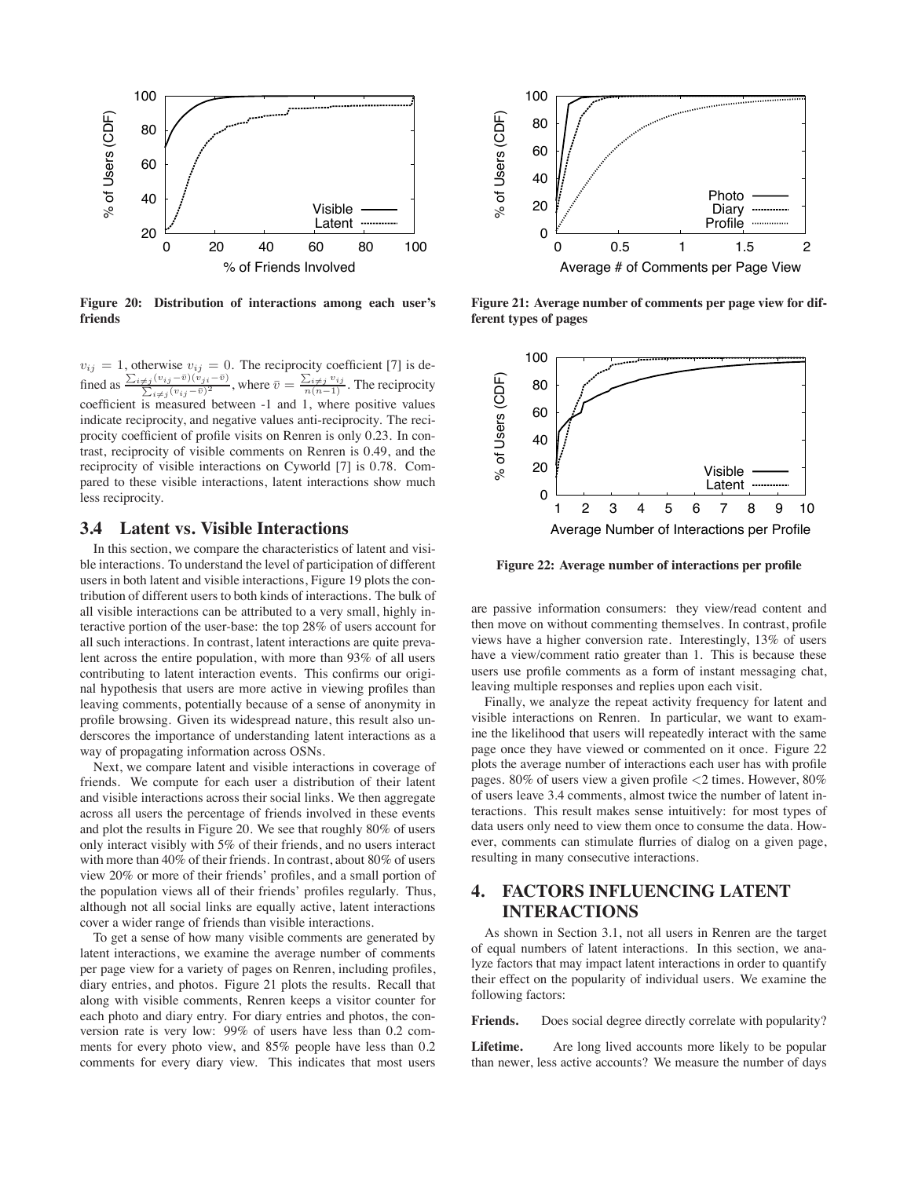Figure 20: Distribution of interactions among each user's friends

Figure 21: Average number of comments per page view for different types of pages

Figure 22: Average number of interactions per profile

$v_{ij} = 1$, otherwise $v_{ij} = 0$. The reciprocity coefficient [7] is defined as $\frac{\sum_{i \neq j}(v_{ij} - \bar{v})(v_{ji} - \bar{v})}{\sum_{i \neq j}(v_{ij} - \bar{v})^2}$, where $\bar{v} = \frac{\sum_{i \neq j} v_{ij}}{n(n-1)}$. The reciprocity coefficient is measured between -1 and 1, where positive values indicate reciprocity, and negative values anti-reciprocity. The reciprocity coefficient of profile visits on Renren is only 0.23. In contrast, reciprocity of visible comments on Renren is 0.49, and the reciprocity of visible interactions on Cyworld [7] is 0.78. Compared to these visible interactions, latent interactions show much less reciprocity.

### 3.4 Latent vs. Visible Interactions

In this section, we compare the characteristics of latent and visible interactions. To understand the level of participation of different users in both latent and visible interactions, Figure 19 plots the contribution of different users to both kinds of interactions. The bulk of all visible interactions can be attributed to a very small, highly interactive portion of the user-base: the top 28% of users account for all such interactions. In contrast, latent interactions are quite prevalent across the entire population, with more than 93% of all users contributing to latent interaction events. This confirms our original hypothesis that users are more active in viewing profiles than leaving comments, potentially because of a sense of anonymity in profile browsing. Given its widespread nature, this result also underscores the importance of understanding latent interactions as a way of propagating information across OSNs.

Next, we compare latent and visible interactions in coverage of friends. We compute for each user a distribution of their latent and visible interactions across their social links. We then aggregate across all users the percentage of friends involved in these events and plot the results in Figure 20. We see that roughly 80% of users only interact visibly with 5% of their friends, and no users interact with more than 40% of their friends. In contrast, about 80% of users view 20% or more of their friends' profiles, and a small portion of the population views all of their friends' profiles regularly. Thus, although not all social links are equally active, latent interactions cover a wider range of friends than visible interactions.

To get a sense of how many visible comments are generated by latent interactions, we examine the average number of comments per page view for a variety of pages on Renren, including profiles, diary entries, and photos. Figure 21 plots the results. Recall that along with visible comments, Renren keeps a visitor counter for each photo and diary entry. For diary entries and photos, the conversion rate is very low: 99% of users have less than 0.2 comments for every photo view, and 85% people have less than 0.2 comments for every diary view. This indicates that most users are passive information consumers: they view/read content and then move on without commenting themselves. In contrast, profile views have a higher conversion rate. Interestingly, 13% of users have a view/comment ratio greater than 1. This is because these users use profile comments as a form of instant messaging chat, leaving multiple responses and replies upon each visit.

Finally, we analyze the repeat activity frequency for latent and visible interactions on Renren. In particular, we want to examine the likelihood that users will repeatedly interact with the same page once they have viewed or commented on it once. Figure 22 plots the average number of interactions each user has with profile pages. 80% of users view a given profile $<$2 times. However, 80% of users leave 3.4 comments, almost twice the number of latent interactions. This result makes sense intuitively: for most types of data users only need to view them once to consume the data. However, comments can stimulate flurries of dialog on a given page, resulting in many consecutive interactions.

## 4. FACTORS INFLUENCING LATENT INTERACTIONS

As shown in Section 3.1, not all users in Renren are the target of equal numbers of latent interactions. In this section, we analyze factors that may impact latent interactions in order to quantify their effect on the popularity of individual users. We examine the following factors:

**Friends.** Does social degree directly correlate with popularity?

**Lifetime.** Are long lived accounts more likely to be popular than newer, less active accounts? We measure the number of days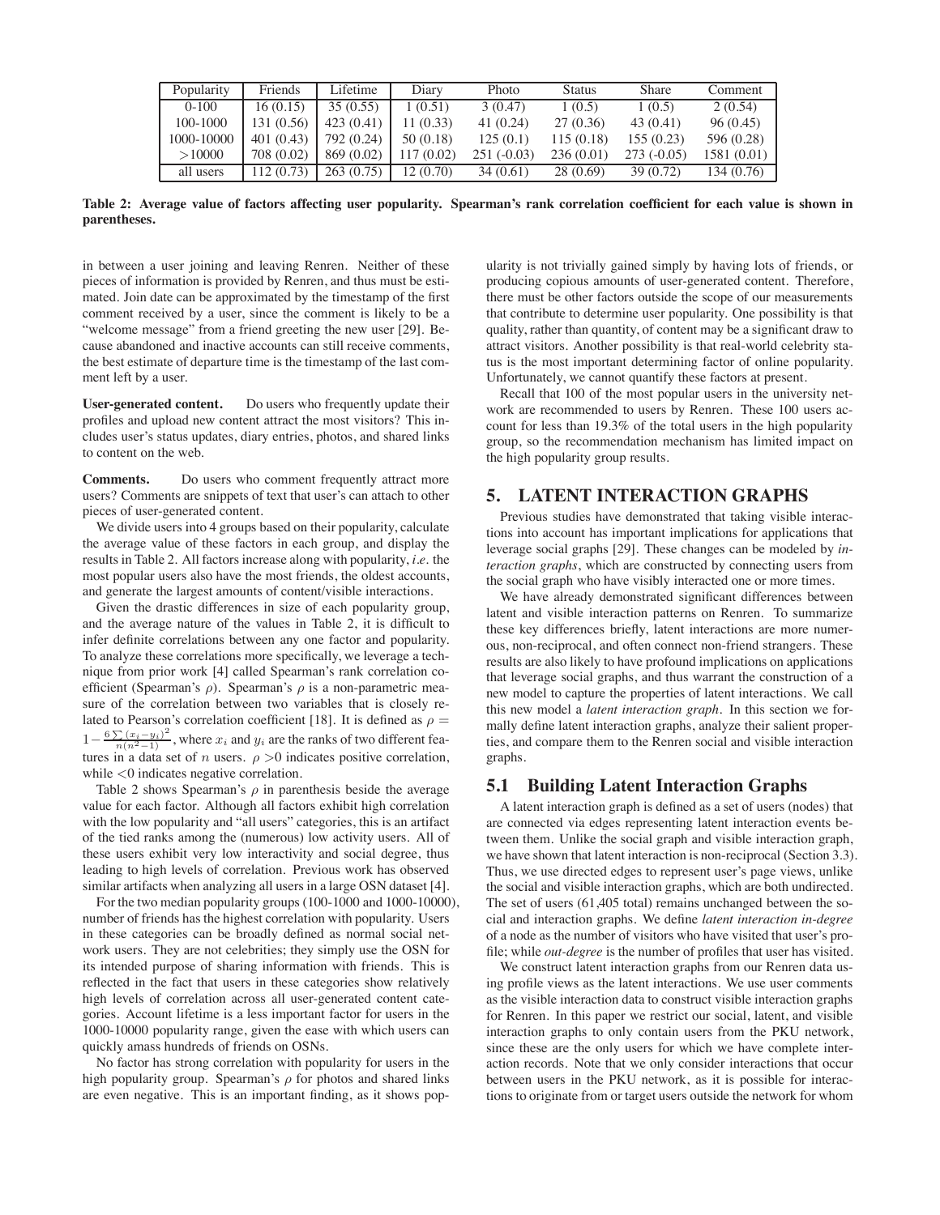| Popularity | Friends | Lifetime | Diary | Photo | Status | Share | Comment |
|---|---|---|---|---|---|---|---|
| 0-100 | 16 (0.15) | 35 (0.55) | 1 (0.51) | 3 (0.47) | 1 (0.5) | 1 (0.5) | 2 (0.54) |
| 100-1000 | 131 (0.56) | 423 (0.41) | 11 (0.33) | 41 (0.24) | 27 (0.36) | 43 (0.41) | 96 (0.45) |
| 1000-10000 | 401 (0.43) | 792 (0.24) | 50 (0.18) | 125 (0.1) | 115 (0.18) | 155 (0.23) | 596 (0.28) |
| >10000 | 708 (0.02) | 869 (0.02) | 117 (0.02) | 251 (-0.03) | 236 (0.01) | 273 (-0.05) | 1581 (0.01) |
| all users | 112 (0.73) | 263 (0.75) | 12 (0.70) | 34 (0.61) | 28 (0.69) | 39 (0.72) | 134 (0.76) |

**Table 2: Average value of factors affecting user popularity. Spearman's rank correlation coefficient for each value is shown in parentheses.**

in between a user joining and leaving Renren. Neither of these pieces of information is provided by Renren, and thus must be estimated. Join date can be approximated by the timestamp of the first comment received by a user, since the comment is likely to be a "welcome message" from a friend greeting the new user [29]. Because abandoned and inactive accounts can still receive comments, the best estimate of departure time is the timestamp of the last comment left by a user.

**User-generated content.** Do users who frequently update their profiles and upload new content attract the most visitors? This includes user's status updates, diary entries, photos, and shared links to content on the web.

**Comments.** Do users who comment frequently attract more users? Comments are snippets of text that user's can attach to other pieces of user-generated content.

We divide users into 4 groups based on their popularity, calculate the average value of these factors in each group, and display the results in Table 2. All factors increase along with popularity, *i.e.* the most popular users also have the most friends, the oldest accounts, and generate the largest amounts of content/visible interactions.

Given the drastic differences in size of each popularity group, and the average nature of the values in Table 2, it is difficult to infer definite correlations between any one factor and popularity. To analyze these correlations more specifically, we leverage a technique from prior work [4] called Spearman's rank correlation coefficient (Spearman's $\rho$). Spearman's $\rho$ is a non-parametric measure of the correlation between two variables that is closely related to Pearson's correlation coefficient [18]. It is defined as $\rho = 1 - \frac{6\sum(x_i-y_i)^2}{n(n^2-1)}$, where $x_i$ and $y_i$ are the ranks of two different features in a data set of $n$ users. $\rho > 0$ indicates positive correlation, while $< 0$ indicates negative correlation.

Table 2 shows Spearman's $\rho$ in parenthesis beside the average value for each factor. Although all factors exhibit high correlation with the low popularity and "all users" categories, this is an artifact of the tied ranks among the (numerous) low activity users. All of these users exhibit very low interactivity and social degree, thus leading to high levels of correlation. Previous work has observed similar artifacts when analyzing all users in a large OSN dataset [4].

For the two median popularity groups (100-1000 and 1000-10000), number of friends has the highest correlation with popularity. Users in these categories can be broadly defined as normal social network users. They are not celebrities; they simply use the OSN for its intended purpose of sharing information with friends. This is reflected in the fact that users in these categories show relatively high levels of correlation across all user-generated content categories. Account lifetime is a less important factor for users in the 1000-10000 popularity range, given the ease with which users can quickly amass hundreds of friends on OSNs.

No factor has strong correlation with popularity for users in the high popularity group. Spearman's $\rho$ for photos and shared links are even negative. This is an important finding, as it shows popularity is not trivially gained simply by having lots of friends, or producing copious amounts of user-generated content. Therefore, there must be other factors outside the scope of our measurements that contribute to determine user popularity. One possibility is that quality, rather than quantity, of content may be a significant draw to attract visitors. Another possibility is that real-world celebrity status is the most important determining factor of online popularity. Unfortunately, we cannot quantify these factors at present.

Recall that 100 of the most popular users in the university network are recommended to users by Renren. These 100 users account for less than 19.3% of the total users in the high popularity group, so the recommendation mechanism has limited impact on the high popularity group results.

## 5. LATENT INTERACTION GRAPHS

Previous studies have demonstrated that taking visible interactions into account has important implications for applications that leverage social graphs [29]. These changes can be modeled by *interaction graphs*, which are constructed by connecting users from the social graph who have visibly interacted one or more times.

We have already demonstrated significant differences between latent and visible interaction patterns on Renren. To summarize these key differences briefly, latent interactions are more numerous, non-reciprocal, and often connect non-friend strangers. These results are also likely to have profound implications on applications that leverage social graphs, and thus warrant the construction of a new model to capture the properties of latent interactions. We call this new model a *latent interaction graph*. In this section we formally define latent interaction graphs, analyze their salient properties, and compare them to the Renren social and visible interaction graphs.

### 5.1 Building Latent Interaction Graphs

A latent interaction graph is defined as a set of users (nodes) that are connected via edges representing latent interaction events between them. Unlike the social graph and visible interaction graph, we have shown that latent interaction is non-reciprocal (Section 3.3). Thus, we use directed edges to represent user's page views, unlike the social and visible interaction graphs, which are both undirected. The set of users (61,405 total) remains unchanged between the social and interaction graphs. We define *latent interaction in-degree* of a node as the number of visitors who have visited that user's profile; while *out-degree* is the number of profiles that user has visited.

We construct latent interaction graphs from our Renren data using profile views as the latent interactions. We use user comments as the visible interaction data to construct visible interaction graphs for Renren. In this paper we restrict our social, latent, and visible interaction graphs to only contain users from the PKU network, since these are the only users for which we have complete interaction records. Note that we only consider interactions that occur between users in the PKU network, as it is possible for interactions to originate from or target users outside the network for whom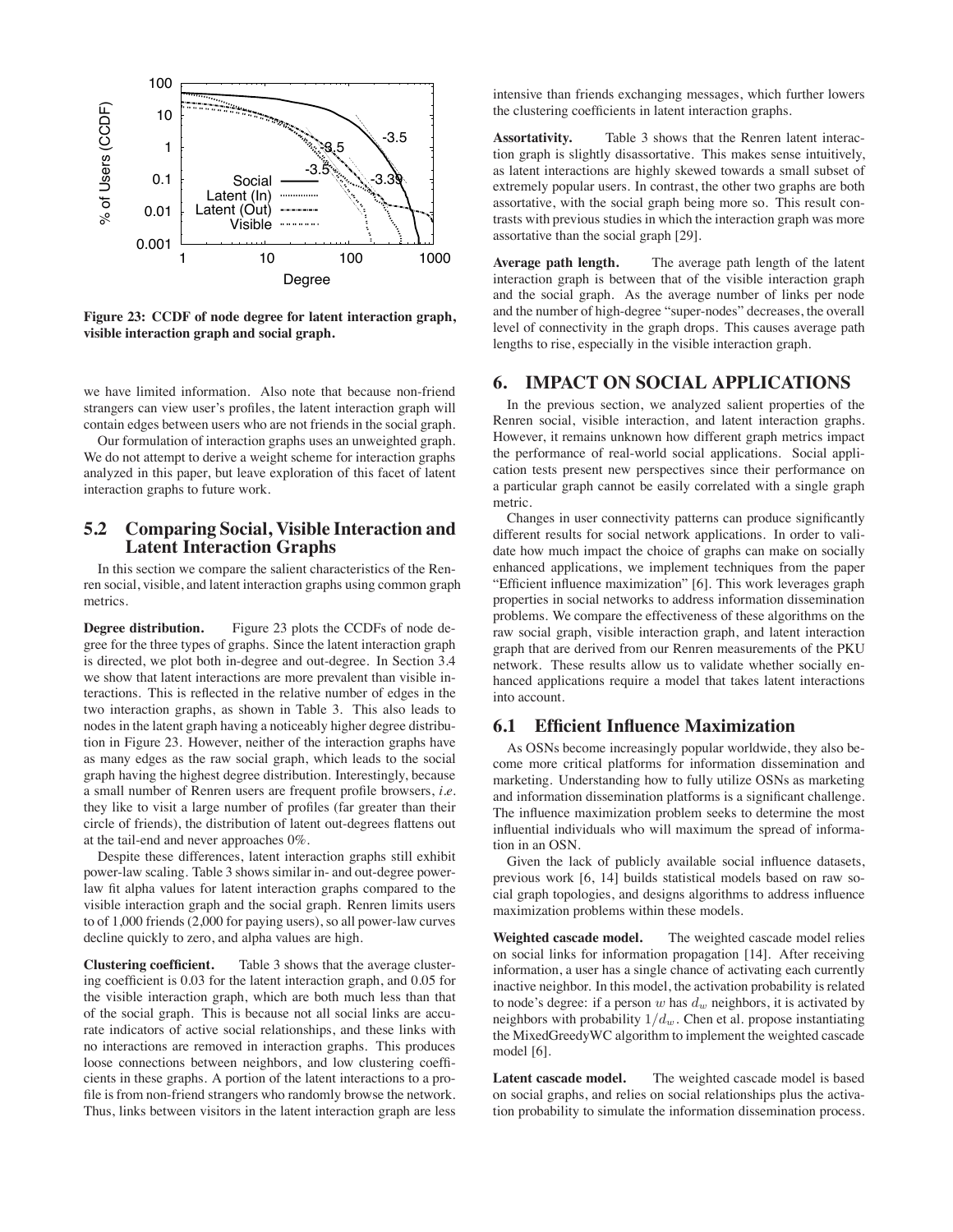100
10
1
0.1
0.01
0.001
% of Users (CCDF)
1
10
100
1000
Degree
Social
Latent (In)
Latent (Out)
Visible
-3.5
-3.5
-3.5
-3.39

**Figure 23: CCDF of node degree for latent interaction graph, visible interaction graph and social graph.**

we have limited information. Also note that because non-friend strangers can view user's profiles, the latent interaction graph will contain edges between users who are not friends in the social graph.

Our formulation of interaction graphs uses an unweighted graph. We do not attempt to derive a weight scheme for interaction graphs analyzed in this paper, but leave exploration of this facet of latent interaction graphs to future work.

## 5.2 Comparing Social, Visible Interaction and Latent Interaction Graphs

In this section we compare the salient characteristics of the Renren social, visible, and latent interaction graphs using common graph metrics.

**Degree distribution.** Figure 23 plots the CCDFs of node degree for the three types of graphs. Since the latent interaction graph is directed, we plot both in-degree and out-degree. In Section 3.4 we show that latent interactions are more prevalent than visible interactions. This is reflected in the relative number of edges in the two interaction graphs, as shown in Table 3. This also leads to nodes in the latent graph having a noticeably higher degree distribution in Figure 23. However, neither of the interaction graphs have as many edges as the raw social graph, which leads to the social graph having the highest degree distribution. Interestingly, because a small number of Renren users are frequent profile browsers, *i.e.* they like to visit a large number of profiles (far greater than their circle of friends), the distribution of latent out-degrees flattens out at the tail-end and never approaches 0%.

Despite these differences, latent interaction graphs still exhibit power-law scaling. Table 3 shows similar in- and out-degree power-law fit alpha values for latent interaction graphs compared to the visible interaction graph and the social graph. Renren limits users to of 1,000 friends (2,000 for paying users), so all power-law curves decline quickly to zero, and alpha values are high.

**Clustering coefficient.** Table 3 shows that the average clustering coefficient is 0.03 for the latent interaction graph, and 0.05 for the visible interaction graph, which are both much less than that of the social graph. This is because not all social links are accurate indicators of active social relationships, and these links with no interactions are removed in interaction graphs. This produces loose connections between neighbors, and low clustering coefficients in these graphs. A portion of the latent interactions to a profile is from non-friend strangers who randomly browse the network. Thus, links between visitors in the latent interaction graph are less intensive than friends exchanging messages, which further lowers the clustering coefficients in latent interaction graphs.

**Assortativity.** Table 3 shows that the Renren latent interaction graph is slightly disassortative. This makes sense intuitively, as latent interactions are highly skewed towards a small subset of extremely popular users. In contrast, the other two graphs are both assortative, with the social graph being more so. This result contrasts with previous studies in which the interaction graph was more assortative than the social graph [29].

**Average path length.** The average path length of the latent interaction graph is between that of the visible interaction graph and the social graph. As the average number of links per node and the number of high-degree "super-nodes" decreases, the overall level of connectivity in the graph drops. This causes average path lengths to rise, especially in the visible interaction graph.

# 6. IMPACT ON SOCIAL APPLICATIONS

In the previous section, we analyzed salient properties of the Renren social, visible interaction, and latent interaction graphs. However, it remains unknown how different graph metrics impact the performance of real-world social applications. Social application tests present new perspectives since their performance on a particular graph cannot be easily correlated with a single graph metric.

Changes in user connectivity patterns can produce significantly different results for social network applications. In order to validate how much impact the choice of graphs can make on socially enhanced applications, we implement techniques from the paper "Efficient influence maximization" [6]. This work leverages graph properties in social networks to address information dissemination problems. We compare the effectiveness of these algorithms on the raw social graph, visible interaction graph, and latent interaction graph that are derived from our Renren measurements of the PKU network. These results allow us to validate whether socially enhanced applications require a model that takes latent interactions into account.

## 6.1 Efficient Influence Maximization

As OSNs become increasingly popular worldwide, they also become more critical platforms for information dissemination and marketing. Understanding how to fully utilize OSNs as marketing and information dissemination platforms is a significant challenge. The influence maximization problem seeks to determine the most influential individuals who will maximum the spread of information in an OSN.

Given the lack of publicly available social influence datasets, previous work [6, 14] builds statistical models based on raw social graph topologies, and designs algorithms to address influence maximization problems within these models.

**Weighted cascade model.** The weighted cascade model relies on social links for information propagation [14]. After receiving information, a user has a single chance of activating each currently inactive neighbor. In this model, the activation probability is related to node's degree: if a person $w$ has $d_w$ neighbors, it is activated by neighbors with probability $1/d_w$. Chen et al. propose instantiating the MixedGreedyWC algorithm to implement the weighted cascade model [6].

**Latent cascade model.** The weighted cascade model is based on social graphs, and relies on social relationships plus the activation probability to simulate the information dissemination process.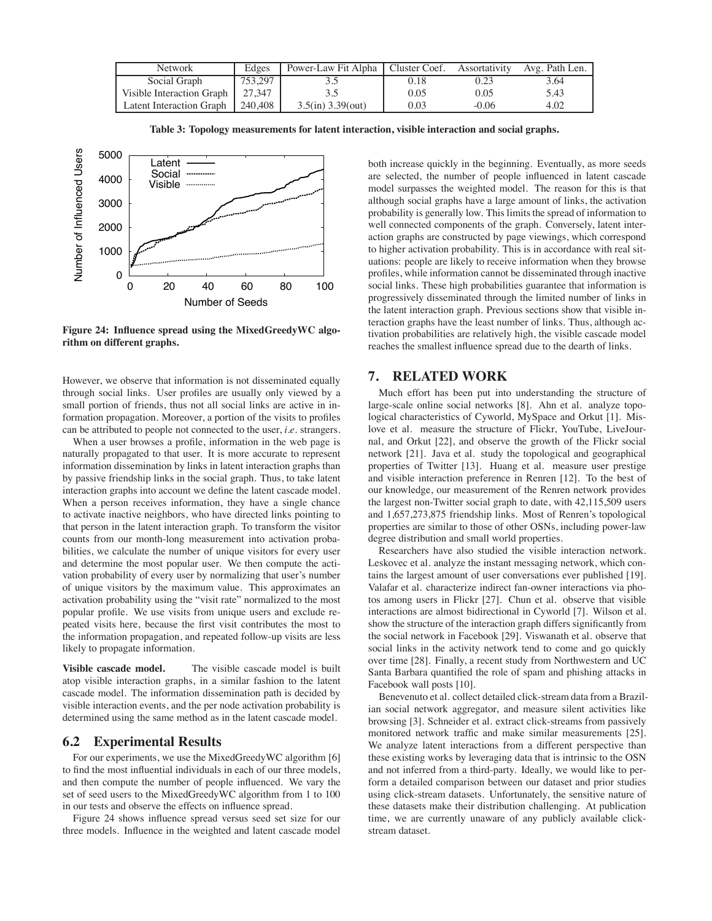| Network | Edges | Power-Law Fit Alpha | Cluster Coef. | Assortativity | Avg. Path Len. |
|---|---|---|---|---|---|
| Social Graph | 753,297 | 3.5 | 0.18 | 0.23 | 3.64 |
| Visible Interaction Graph | 27,347 | 3.5 | 0.05 | 0.05 | 5.43 |
| Latent Interaction Graph | 240,408 | 3.5(in) 3.39(out) | 0.03 | -0.06 | 4.02 |

**Table 3: Topology measurements for latent interaction, visible interaction and social graphs.**

**Figure 24: Influence spread using the MixedGreedyWC algorithm on different graphs.**

However, we observe that information is not disseminated equally through social links. User profiles are usually only viewed by a small portion of friends, thus not all social links are active in information propagation. Moreover, a portion of the visits to profiles can be attributed to people not connected to the user, *i.e.* strangers.

When a user browses a profile, information in the web page is naturally propagated to that user. It is more accurate to represent information dissemination by links in latent interaction graphs than by passive friendship links in the social graph. Thus, to take latent interaction graphs into account we define the latent cascade model. When a person receives information, they have a single chance to activate inactive neighbors, who have directed links pointing to that person in the latent interaction graph. To transform the visitor counts from our month-long measurement into activation probabilities, we calculate the number of unique visitors for every user and determine the most popular user. We then compute the activation probability of every user by normalizing that user's number of unique visitors by the maximum value. This approximates an activation probability using the "visit rate" normalized to the most popular profile. We use visits from unique users and exclude repeated visits here, because the first visit contributes the most to the information propagation, and repeated follow-up visits are less likely to propagate information.

**Visible cascade model.** The visible cascade model is built atop visible interaction graphs, in a similar fashion to the latent cascade model. The information dissemination path is decided by visible interaction events, and the per node activation probability is determined using the same method as in the latent cascade model.

## 6.2 Experimental Results

For our experiments, we use the MixedGreedyWC algorithm [6] to find the most influential individuals in each of our three models, and then compute the number of people influenced. We vary the set of seed users to the MixedGreedyWC algorithm from 1 to 100 in our tests and observe the effects on influence spread.

Figure 24 shows influence spread versus seed set size for our three models. Influence in the weighted and latent cascade model both increase quickly in the beginning. Eventually, as more seeds are selected, the number of people influenced in latent cascade model surpasses the weighted model. The reason for this is that although social graphs have a large amount of links, the activation probability is generally low. This limits the spread of information to well connected components of the graph. Conversely, latent interaction graphs are constructed by page viewings, which correspond to higher activation probability. This is in accordance with real situations: people are likely to receive information when they browse profiles, while information cannot be disseminated through inactive social links. These high probabilities guarantee that information is progressively disseminated through the limited number of links in the latent interaction graph. Previous sections show that visible interaction graphs have the least number of links. Thus, although activation probabilities are relatively high, the visible cascade model reaches the smallest influence spread due to the dearth of links.

# 7. RELATED WORK

Much effort has been put into understanding the structure of large-scale online social networks [8]. Ahn et al. analyze topological characteristics of Cyworld, MySpace and Orkut [1]. Mislove et al. measure the structure of Flickr, YouTube, LiveJournal, and Orkut [22], and observe the growth of the Flickr social network [21]. Java et al. study the topological and geographical properties of Twitter [13]. Huang et al. measure user prestige and visible interaction preference in Renren [12]. To the best of our knowledge, our measurement of the Renren network provides the largest non-Twitter social graph to date, with 42,115,509 users and 1,657,273,875 friendship links. Most of Renren's topological properties are similar to those of other OSNs, including power-law degree distribution and small world properties.

Researchers have also studied the visible interaction network. Leskovec et al. analyze the instant messaging network, which contains the largest amount of user conversations ever published [19]. Valafar et al. characterize indirect fan-owner interactions via photos among users in Flickr [27]. Chun et al. observe that visible interactions are almost bidirectional in Cyworld [7]. Wilson et al. show the structure of the interaction graph differs significantly from the social network in Facebook [29]. Viswanath et al. observe that social links in the activity network tend to come and go quickly over time [28]. Finally, a recent study from Northwestern and UC Santa Barbara quantified the role of spam and phishing attacks in Facebook wall posts [10].

Benevenuto et al. collect detailed click-stream data from a Brazilian social network aggregator, and measure silent activities like browsing [3]. Schneider et al. extract click-streams from passively monitored network traffic and make similar measurements [25]. We analyze latent interactions from a different perspective than these existing works by leveraging data that is intrinsic to the OSN and not inferred from a third-party. Ideally, we would like to perform a detailed comparison between our dataset and prior studies using click-stream datasets. Unfortunately, the sensitive nature of these datasets make their distribution challenging. At publication time, we are currently unaware of any publicly available click-stream dataset.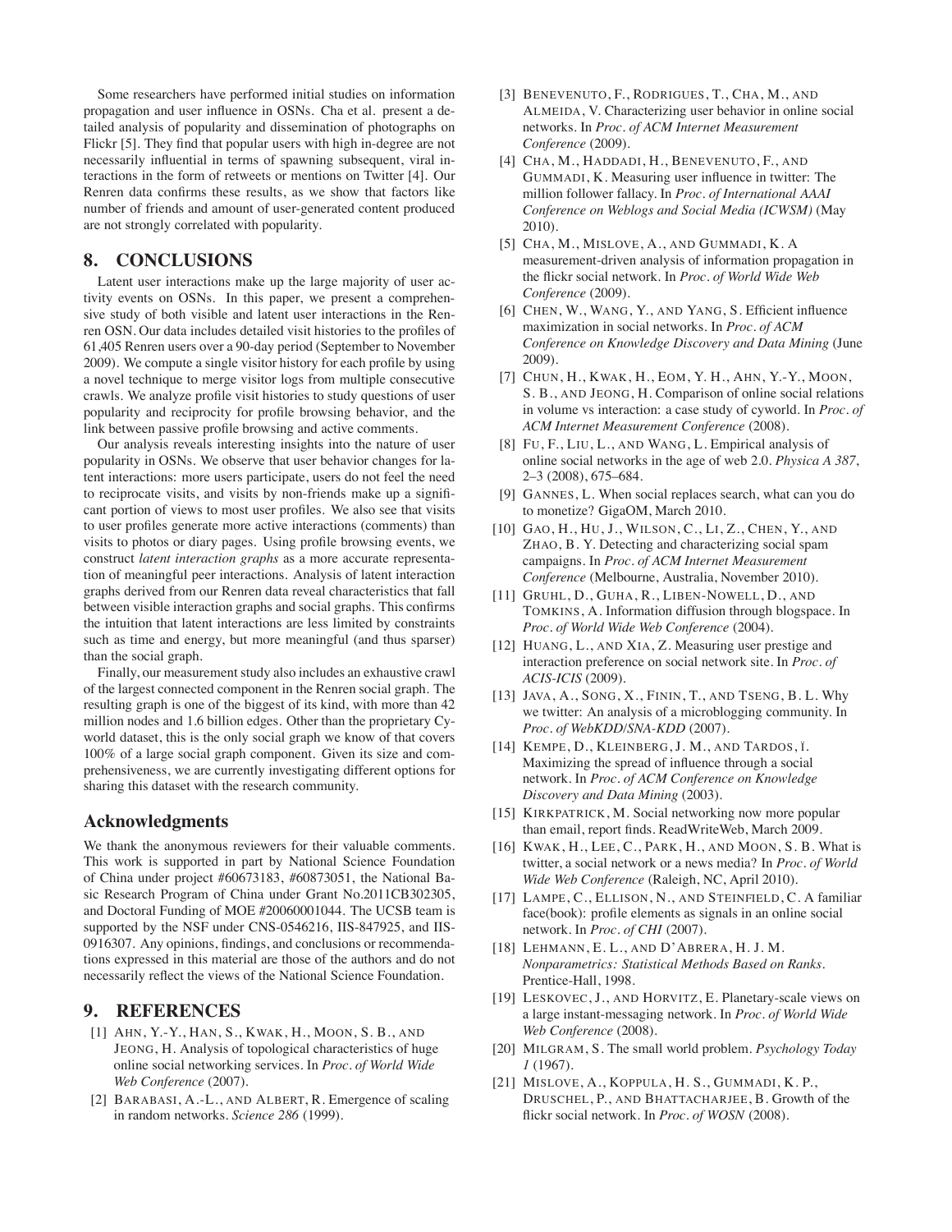Some researchers have performed initial studies on information propagation and user influence in OSNs. Cha et al. present a detailed analysis of popularity and dissemination of photographs on Flickr [5]. They find that popular users with high in-degree are not necessarily influential in terms of spawning subsequent, viral interactions in the form of retweets or mentions on Twitter [4]. Our Renren data confirms these results, as we show that factors like number of friends and amount of user-generated content produced are not strongly correlated with popularity.

## 8. CONCLUSIONS

Latent user interactions make up the large majority of user activity events on OSNs. In this paper, we present a comprehensive study of both visible and latent user interactions in the Renren OSN. Our data includes detailed visit histories to the profiles of 61,405 Renren users over a 90-day period (September to November 2009). We compute a single visitor history for each profile by using a novel technique to merge visitor logs from multiple consecutive crawls. We analyze profile visit histories to study questions of user popularity and reciprocity for profile browsing behavior, and the link between passive profile browsing and active comments.

Our analysis reveals interesting insights into the nature of user popularity in OSNs. We observe that user behavior changes for latent interactions: more users participate, users do not feel the need to reciprocate visits, and visits by non-friends make up a significant portion of views to most user profiles. We also see that visits to user profiles generate more active interactions (comments) than visits to photos or diary pages. Using profile browsing events, we construct *latent interaction graphs* as a more accurate representation of meaningful peer interactions. Analysis of latent interaction graphs derived from our Renren data reveal characteristics that fall between visible interaction graphs and social graphs. This confirms the intuition that latent interactions are less limited by constraints such as time and energy, but more meaningful (and thus sparser) than the social graph.

Finally, our measurement study also includes an exhaustive crawl of the largest connected component in the Renren social graph. The resulting graph is one of the biggest of its kind, with more than 42 million nodes and 1.6 billion edges. Other than the proprietary Cyworld dataset, this is the only social graph we know of that covers 100% of a large social graph component. Given its size and comprehensiveness, we are currently investigating different options for sharing this dataset with the research community.

### Acknowledgments

We thank the anonymous reviewers for their valuable comments. This work is supported in part by National Science Foundation of China under project #60673183, #60873051, the National Basic Research Program of China under Grant No.2011CB302305, and Doctoral Funding of MOE #20060001044. The UCSB team is supported by the NSF under CNS-0546216, IIS-847925, and IIS-0916307. Any opinions, findings, and conclusions or recommendations expressed in this material are those of the authors and do not necessarily reflect the views of the National Science Foundation.

## 9. REFERENCES

[1] AHN, Y.-Y., HAN, S., KWAK, H., MOON, S. B., AND JEONG, H. Analysis of topological characteristics of huge online social networking services. In *Proc. of World Wide Web Conference* (2007).

[2] BARABASI, A.-L., AND ALBERT, R. Emergence of scaling in random networks. *Science 286* (1999).

[3] BENEVENUTO, F., RODRIGUES, T., CHA, M., AND ALMEIDA, V. Characterizing user behavior in online social networks. In *Proc. of ACM Internet Measurement Conference* (2009).

[4] CHA, M., HADDADI, H., BENEVENUTO, F., AND GUMMADI, K. Measuring user influence in twitter: The million follower fallacy. In *Proc. of International AAAI Conference on Weblogs and Social Media (ICWSM)* (May 2010).

[5] CHA, M., MISLOVE, A., AND GUMMADI, K. A measurement-driven analysis of information propagation in the flickr social network. In *Proc. of World Wide Web Conference* (2009).

[6] CHEN, W., WANG, Y., AND YANG, S. Efficient influence maximization in social networks. In *Proc. of ACM Conference on Knowledge Discovery and Data Mining* (June 2009).

[7] CHUN, H., KWAK, H., EOM, Y. H., AHN, Y.-Y., MOON, S. B., AND JEONG, H. Comparison of online social relations in volume vs interaction: a case study of cyworld. In *Proc. of ACM Internet Measurement Conference* (2008).

[8] FU, F., LIU, L., AND WANG, L. Empirical analysis of online social networks in the age of web 2.0. *Physica A 387*, 2–3 (2008), 675–684.

[9] GANNES, L. When social replaces search, what can you do to monetize? GigaOM, March 2010.

[10] GAO, H., HU, J., WILSON, C., LI, Z., CHEN, Y., AND ZHAO, B. Y. Detecting and characterizing social spam campaigns. In *Proc. of ACM Internet Measurement Conference* (Melbourne, Australia, November 2010).

[11] GRUHL, D., GUHA, R., LIBEN-NOWELL, D., AND TOMKINS, A. Information diffusion through blogspace. In *Proc. of World Wide Web Conference* (2004).

[12] HUANG, L., AND XIA, Z. Measuring user prestige and interaction preference on social network site. In *Proc. of ACIS-ICIS* (2009).

[13] JAVA, A., SONG, X., FININ, T., AND TSENG, B. L. Why we twitter: An analysis of a microblogging community. In *Proc. of WebKDD/SNA-KDD* (2007).

[14] KEMPE, D., KLEINBERG, J. M., AND TARDOS, Ï. Maximizing the spread of influence through a social network. In *Proc. of ACM Conference on Knowledge Discovery and Data Mining* (2003).

[15] KIRKPATRICK, M. Social networking now more popular than email, report finds. ReadWriteWeb, March 2009.

[16] KWAK, H., LEE, C., PARK, H., AND MOON, S. B. What is twitter, a social network or a news media? In *Proc. of World Wide Web Conference* (Raleigh, NC, April 2010).

[17] LAMPE, C., ELLISON, N., AND STEINFIELD, C. A familiar face(book): profile elements as signals in an online social network. In *Proc. of CHI* (2007).

[18] LEHMANN, E. L., AND D'ABRERA, H. J. M. *Nonparametrics: Statistical Methods Based on Ranks*. Prentice-Hall, 1998.

[19] LESKOVEC, J., AND HORVITZ, E. Planetary-scale views on a large instant-messaging network. In *Proc. of World Wide Web Conference* (2008).

[20] MILGRAM, S. The small world problem. *Psychology Today 1* (1967).

[21] MISLOVE, A., KOPPULA, H. S., GUMMADI, K. P., DRUSCHEL, P., AND BHATTACHARJEE, B. Growth of the flickr social network. In *Proc. of WOSN* (2008).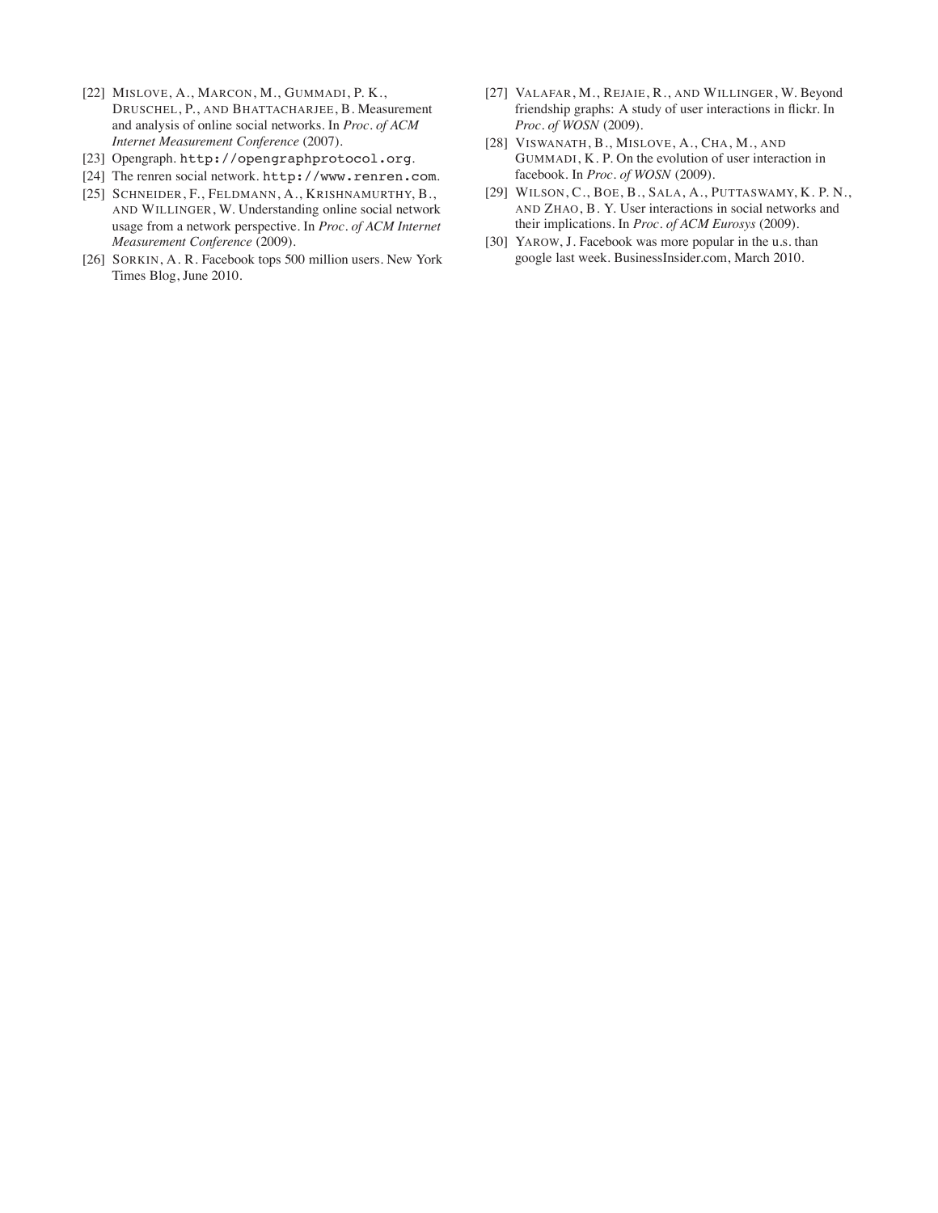[22] MISLOVE, A., MARCON, M., GUMMADI, P. K., DRUSCHEL, P., AND BHATTACHARJEE, B. Measurement and analysis of online social networks. In *Proc. of ACM Internet Measurement Conference* (2007).

[23] Opengraph. `http://opengraphprotocol.org`.

[24] The renren social network. `http://www.renren.com`.

[25] SCHNEIDER, F., FELDMANN, A., KRISHNAMURTHY, B., AND WILLINGER, W. Understanding online social network usage from a network perspective. In *Proc. of ACM Internet Measurement Conference* (2009).

[26] SORKIN, A. R. Facebook tops 500 million users. New York Times Blog, June 2010.

[27] VALAFAR, M., REJAIE, R., AND WILLINGER, W. Beyond friendship graphs: A study of user interactions in flickr. In *Proc. of WOSN* (2009).

[28] VISWANATH, B., MISLOVE, A., CHA, M., AND GUMMADI, K. P. On the evolution of user interaction in facebook. In *Proc. of WOSN* (2009).

[29] WILSON, C., BOE, B., SALA, A., PUTTASWAMY, K. P. N., AND ZHAO, B. Y. User interactions in social networks and their implications. In *Proc. of ACM Eurosys* (2009).

[30] YAROW, J. Facebook was more popular in the u.s. than google last week. BusinessInsider.com, March 2010.